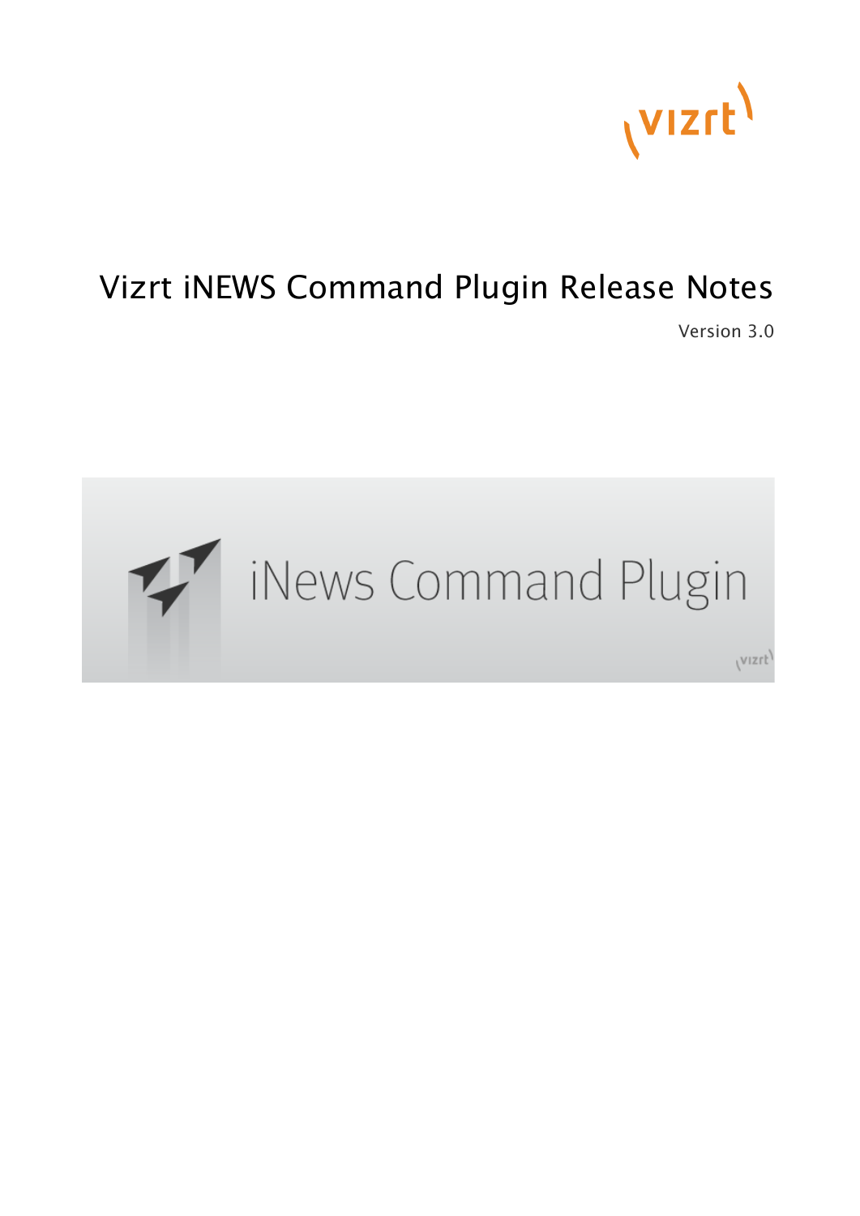# Vizrt iNEWS Command Plugin Release Notes

Version 3.0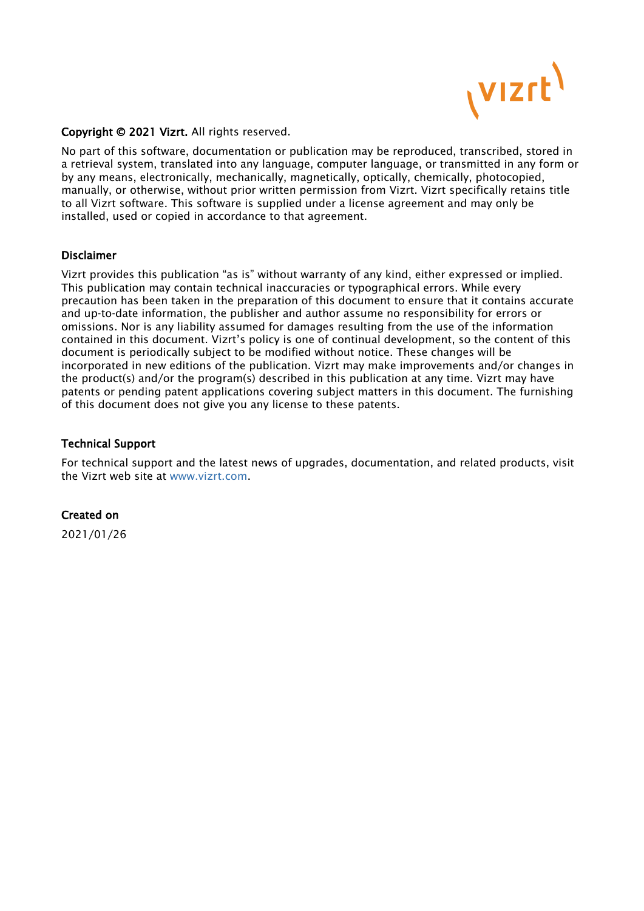**Copyright © 2021 Vizrt.** All rights reserved.

No part of this software, documentation or publication may be reproduced, transcribed, stored in a retrieval system, translated into any language, computer language, or transmitted in any form or by any means, electronically, mechanically, magnetically, optically, chemically, photocopied, manually, or otherwise, without prior written permission from Vizrt. Vizrt specifically retains title to all Vizrt software. This software is supplied under a license agreement and may only be installed, used or copied in accordance to that agreement.

**Disclaimer**

Vizrt provides this publication "as is" without warranty of any kind, either expressed or implied. This publication may contain technical inaccuracies or typographical errors. While every precaution has been taken in the preparation of this document to ensure that it contains accurate and up-to-date information, the publisher and author assume no responsibility for errors or omissions. Nor is any liability assumed for damages resulting from the use of the information contained in this document. Vizrt's policy is one of continual development, so the content of this document is periodically subject to be modified without notice. These changes will be incorporated in new editions of the publication. Vizrt may make improvements and/or changes in the product(s) and/or the program(s) described in this publication at any time. Vizrt may have patents or pending patent applications covering subject matters in this document. The furnishing of this document does not give you any license to these patents.

**Technical Support**

For technical support and the latest news of upgrades, documentation, and related products, visit the Vizrt web site at www.vizrt.com.

**Created on**

2021/01/26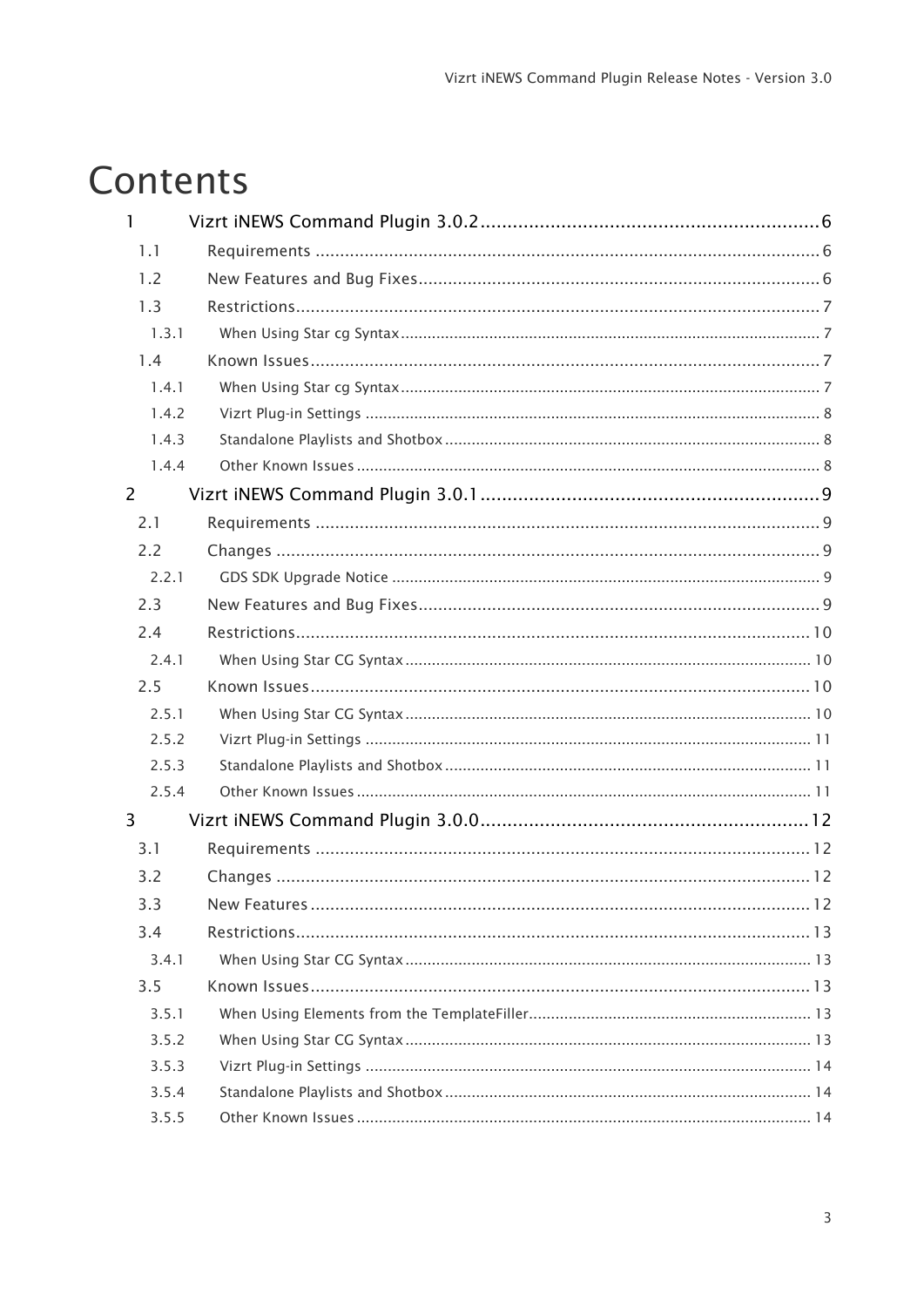# Contents

- 1 Vizrt iNEWS Command Plugin 3.0.2 .......... 6
  - 1.1 Requirements .......... 6
  - 1.2 New Features and Bug Fixes .......... 6
  - 1.3 Restrictions .......... 7
    - 1.3.1 When Using Star cg Syntax .......... 7
  - 1.4 Known Issues .......... 7
    - 1.4.1 When Using Star cg Syntax .......... 7
    - 1.4.2 Vizrt Plug-in Settings .......... 8
    - 1.4.3 Standalone Playlists and Shotbox .......... 8
    - 1.4.4 Other Known Issues .......... 8
- 2 Vizrt iNEWS Command Plugin 3.0.1 .......... 9
  - 2.1 Requirements .......... 9
  - 2.2 Changes .......... 9
    - 2.2.1 GDS SDK Upgrade Notice .......... 9
  - 2.3 New Features and Bug Fixes .......... 9
  - 2.4 Restrictions .......... 10
    - 2.4.1 When Using Star CG Syntax .......... 10
  - 2.5 Known Issues .......... 10
    - 2.5.1 When Using Star CG Syntax .......... 10
    - 2.5.2 Vizrt Plug-in Settings .......... 11
    - 2.5.3 Standalone Playlists and Shotbox .......... 11
    - 2.5.4 Other Known Issues .......... 11
- 3 Vizrt iNEWS Command Plugin 3.0.0 .......... 12
  - 3.1 Requirements .......... 12
  - 3.2 Changes .......... 12
  - 3.3 New Features .......... 12
  - 3.4 Restrictions .......... 13
    - 3.4.1 When Using Star CG Syntax .......... 13
  - 3.5 Known Issues .......... 13
    - 3.5.1 When Using Elements from the TemplateFiller .......... 13
    - 3.5.2 When Using Star CG Syntax .......... 13
    - 3.5.3 Vizrt Plug-in Settings .......... 14
    - 3.5.4 Standalone Playlists and Shotbox .......... 14
    - 3.5.5 Other Known Issues .......... 14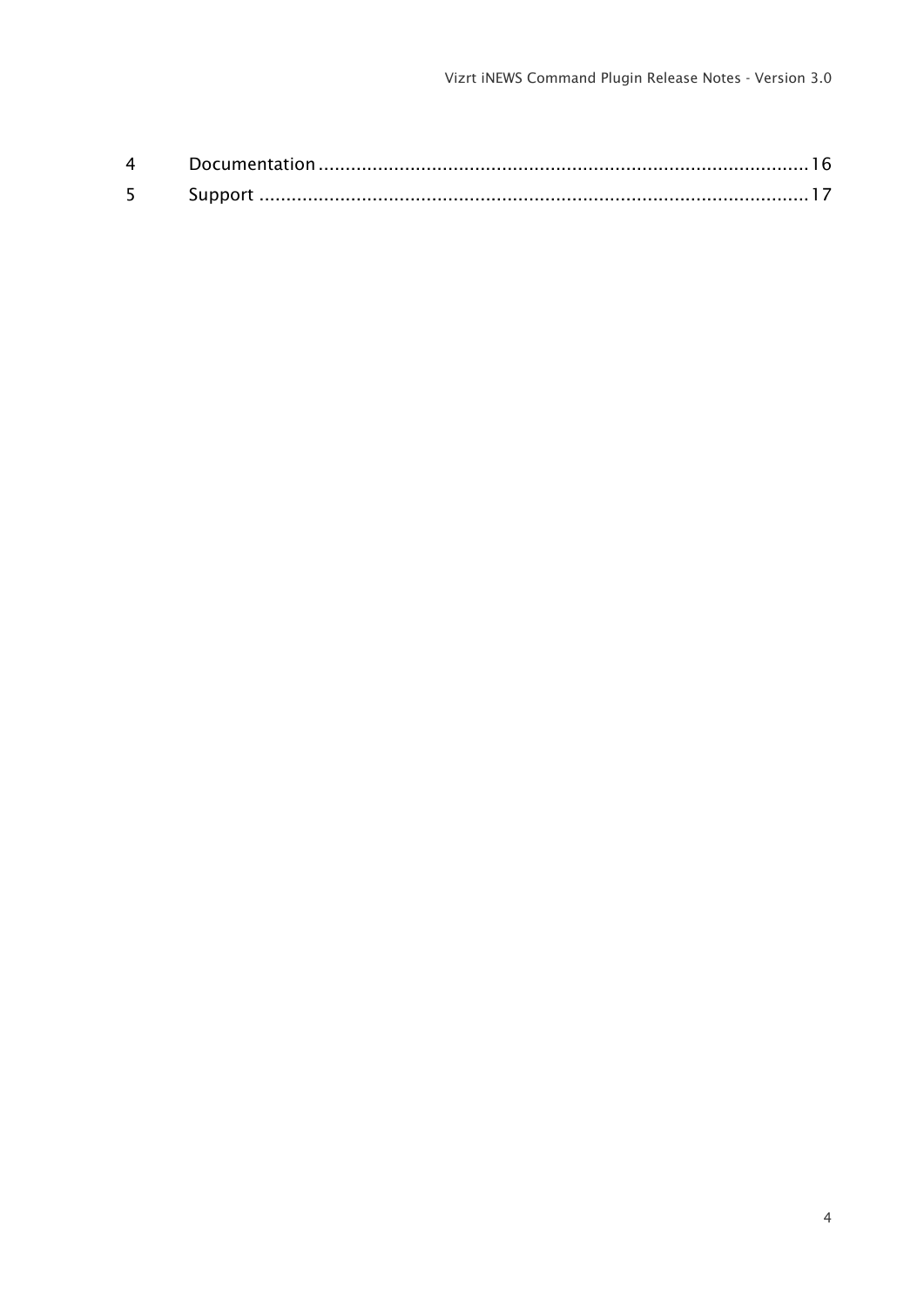4 Documentation ........................................................................................16

5 Support ..................................................................................................17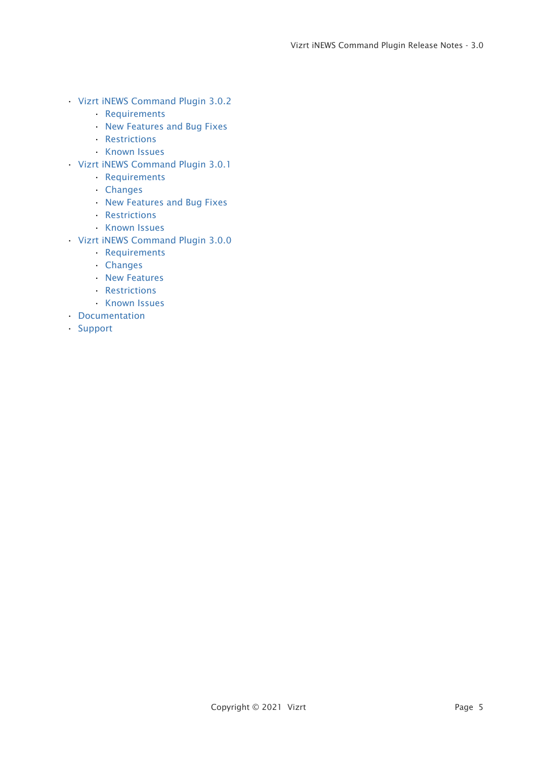- Vizrt iNEWS Command Plugin 3.0.2
    - Requirements
    - New Features and Bug Fixes
    - Restrictions
    - Known Issues
- Vizrt iNEWS Command Plugin 3.0.1
    - Requirements
    - Changes
    - New Features and Bug Fixes
    - Restrictions
    - Known Issues
- Vizrt iNEWS Command Plugin 3.0.0
    - Requirements
    - Changes
    - New Features
    - Restrictions
    - Known Issues
- Documentation
- Support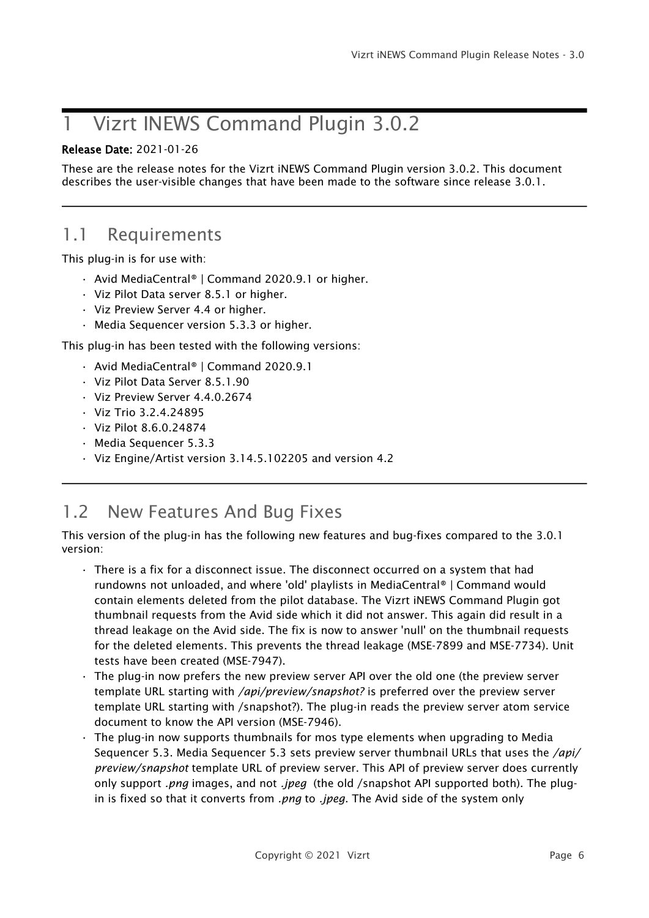# 1 Vizrt INEWS Command Plugin 3.0.2

**Release Date:** 2021-01-26

These are the release notes for the Vizrt iNEWS Command Plugin version 3.0.2. This document describes the user-visible changes that have been made to the software since release 3.0.1.

## 1.1 Requirements

This plug-in is for use with:

- Avid MediaCentral® | Command 2020.9.1 or higher.
- Viz Pilot Data server 8.5.1 or higher.
- Viz Preview Server 4.4 or higher.
- Media Sequencer version 5.3.3 or higher.

This plug-in has been tested with the following versions:

- Avid MediaCentral® | Command 2020.9.1
- Viz Pilot Data Server 8.5.1.90
- Viz Preview Server 4.4.0.2674
- Viz Trio 3.2.4.24895
- Viz Pilot 8.6.0.24874
- Media Sequencer 5.3.3
- Viz Engine/Artist version 3.14.5.102205 and version 4.2

## 1.2 New Features And Bug Fixes

This version of the plug-in has the following new features and bug-fixes compared to the 3.0.1 version:

- There is a fix for a disconnect issue. The disconnect occurred on a system that had rundowns not unloaded, and where 'old' playlists in MediaCentral® | Command would contain elements deleted from the pilot database. The Vizrt iNEWS Command Plugin got thumbnail requests from the Avid side which it did not answer. This again did result in a thread leakage on the Avid side. The fix is now to answer 'null' on the thumbnail requests for the deleted elements. This prevents the thread leakage (MSE-7899 and MSE-7734). Unit tests have been created (MSE-7947).
- The plug-in now prefers the new preview server API over the old one (the preview server template URL starting with */api/preview/snapshot?* is preferred over the preview server template URL starting with /snapshot?). The plug-in reads the preview server atom service document to know the API version (MSE-7946).
- The plug-in now supports thumbnails for mos type elements when upgrading to Media Sequencer 5.3. Media Sequencer 5.3 sets preview server thumbnail URLs that uses the */api/preview/snapshot* template URL of preview server. This API of preview server does currently only support *.png* images, and not *.jpeg* (the old /snapshot API supported both). The plug-in is fixed so that it converts from *.png* to *.jpeg*. The Avid side of the system only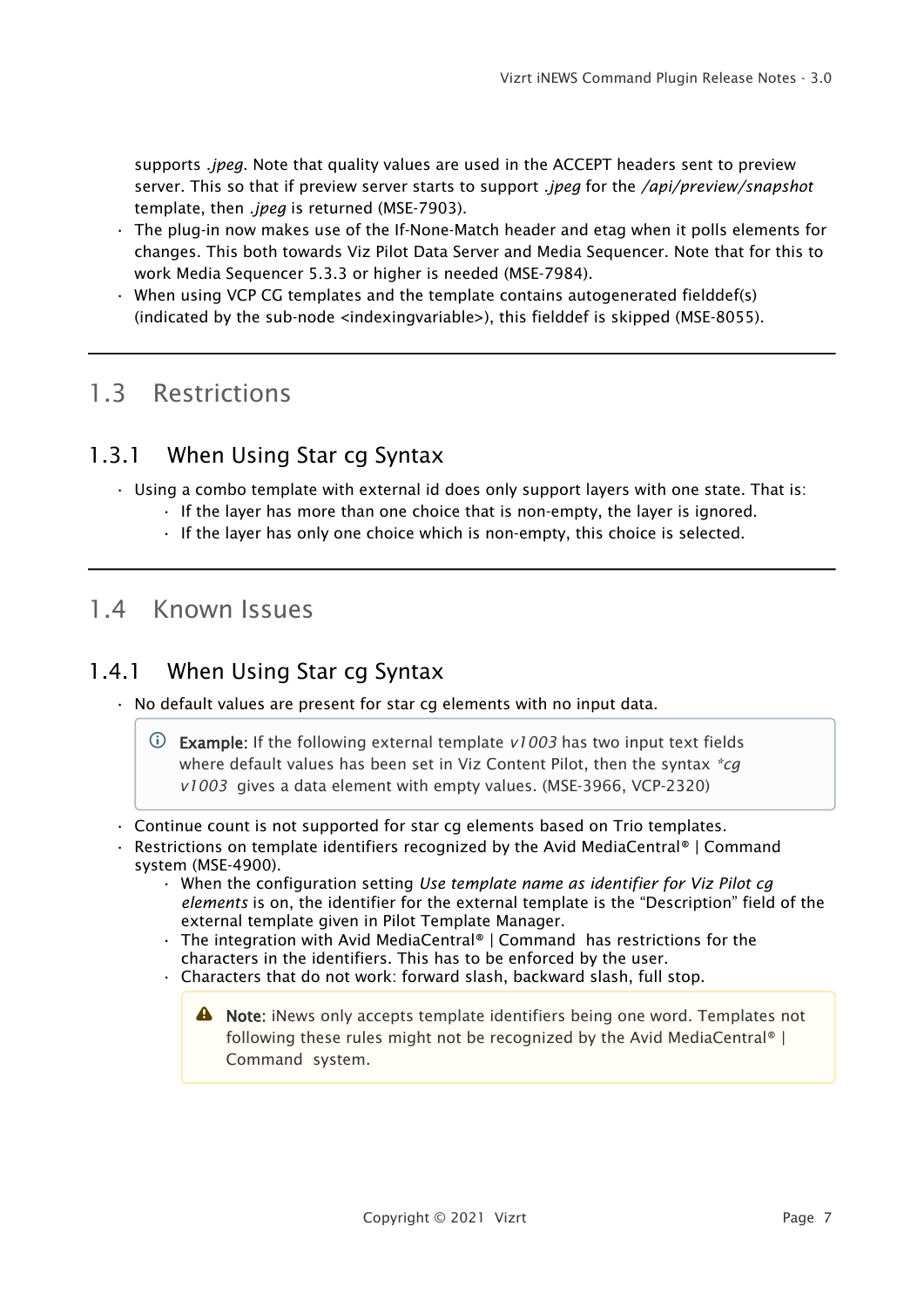supports *.jpeg*. Note that quality values are used in the ACCEPT headers sent to preview server. This so that if preview server starts to support *.jpeg* for the */api/preview/snapshot* template, then *.jpeg* is returned (MSE-7903).

- The plug-in now makes use of the If-None-Match header and etag when it polls elements for changes. This both towards Viz Pilot Data Server and Media Sequencer. Note that for this to work Media Sequencer 5.3.3 or higher is needed (MSE-7984).
- When using VCP CG templates and the template contains autogenerated fielddef(s) (indicated by the sub-node <indexingvariable>), this fielddef is skipped (MSE-8055).

## 1.3 Restrictions

### 1.3.1 When Using Star cg Syntax

- Using a combo template with external id does only support layers with one state. That is:
  - If the layer has more than one choice that is non-empty, the layer is ignored.
  - If the layer has only one choice which is non-empty, this choice is selected.

## 1.4 Known Issues

### 1.4.1 When Using Star cg Syntax

- No default values are present for star cg elements with no input data.

> **Example:** If the following external template *v1003* has two input text fields where default values has been set in Viz Content Pilot, then the syntax *\*cg v1003* gives a data element with empty values. (MSE-3966, VCP-2320)

- Continue count is not supported for star cg elements based on Trio templates.
- Restrictions on template identifiers recognized by the Avid MediaCentral® | Command system (MSE-4900).
  - When the configuration setting *Use template name as identifier for Viz Pilot cg elements* is on, the identifier for the external template is the "Description" field of the external template given in Pilot Template Manager.
  - The integration with Avid MediaCentral® | Command has restrictions for the characters in the identifiers. This has to be enforced by the user.
  - Characters that do not work: forward slash, backward slash, full stop.

> **Note:** iNews only accepts template identifiers being one word. Templates not following these rules might not be recognized by the Avid MediaCentral® | Command system.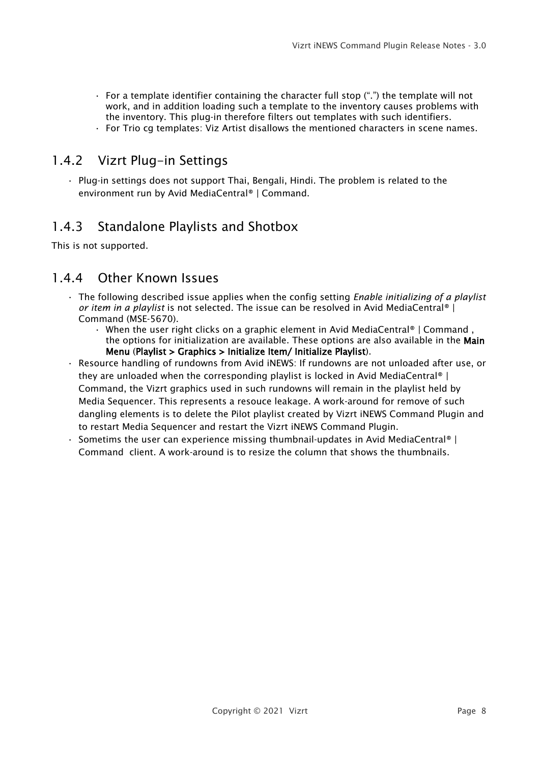- For a template identifier containing the character full stop (".") the template will not work, and in addition loading such a template to the inventory causes problems with the inventory. This plug-in therefore filters out templates with such identifiers.
- For Trio cg templates: Viz Artist disallows the mentioned characters in scene names.

### 1.4.2 Vizrt Plug-in Settings

- Plug-in settings does not support Thai, Bengali, Hindi. The problem is related to the environment run by Avid MediaCentral® | Command.

### 1.4.3 Standalone Playlists and Shotbox

This is not supported.

### 1.4.4 Other Known Issues

- The following described issue applies when the config setting *Enable initializing of a playlist or item in a playlist* is not selected. The issue can be resolved in Avid MediaCentral® | Command (MSE-5670).
  - When the user right clicks on a graphic element in Avid MediaCentral® | Command , the options for initialization are available. These options are also available in the **Main Menu** (**Playlist > Graphics > Initialize Item/ Initialize Playlist**).
- Resource handling of rundowns from Avid iNEWS: If rundowns are not unloaded after use, or they are unloaded when the corresponding playlist is locked in Avid MediaCentral® | Command, the Vizrt graphics used in such rundowns will remain in the playlist held by Media Sequencer. This represents a resouce leakage. A work-around for remove of such dangling elements is to delete the Pilot playlist created by Vizrt iNEWS Command Plugin and to restart Media Sequencer and restart the Vizrt iNEWS Command Plugin.
- Sometims the user can experience missing thumbnail-updates in Avid MediaCentral® | Command client. A work-around is to resize the column that shows the thumbnails.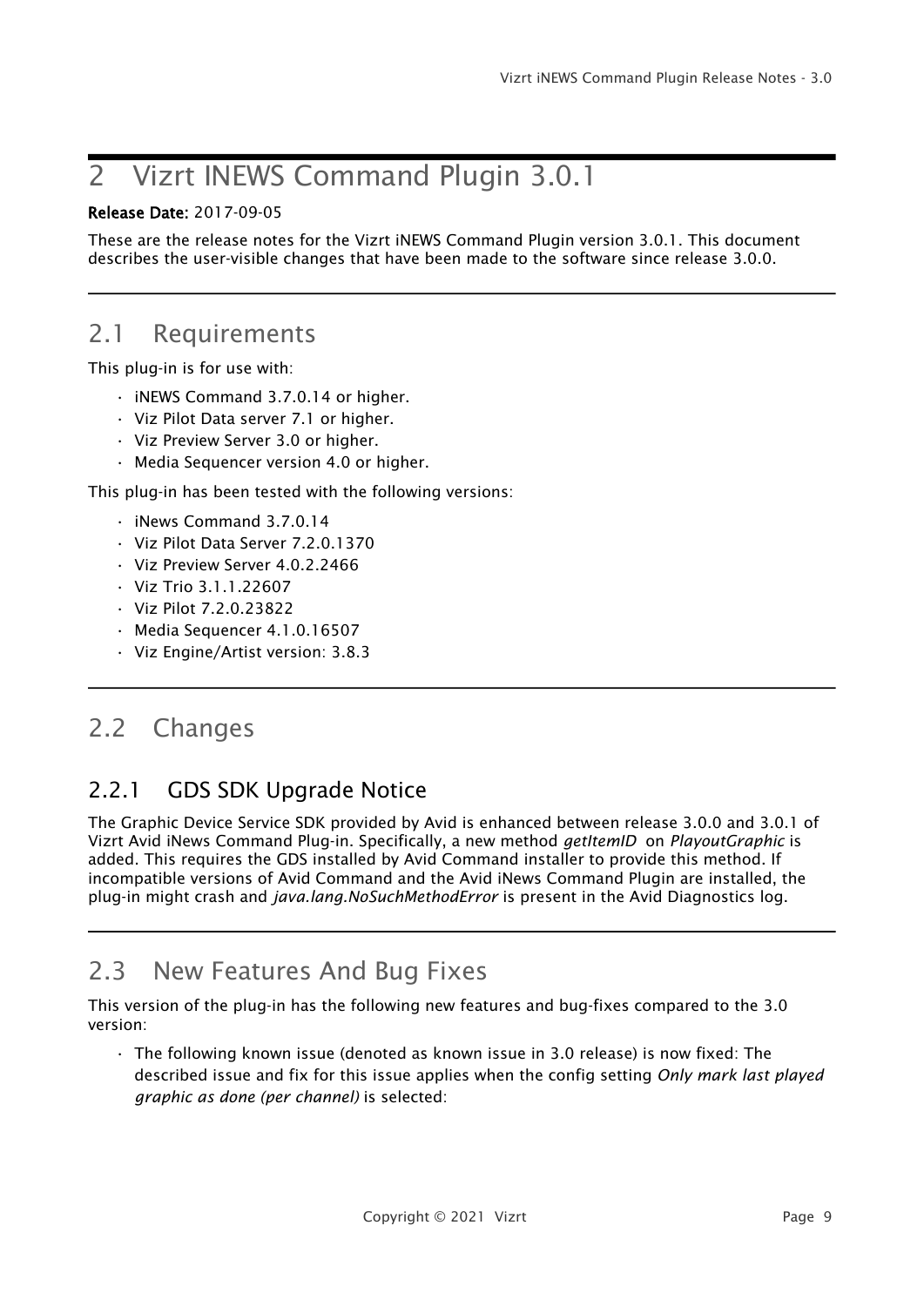# 2 Vizrt INEWS Command Plugin 3.0.1

**Release Date:** 2017-09-05

These are the release notes for the Vizrt iNEWS Command Plugin version 3.0.1. This document describes the user-visible changes that have been made to the software since release 3.0.0.

## 2.1 Requirements

This plug-in is for use with:

- iNEWS Command 3.7.0.14 or higher.
- Viz Pilot Data server 7.1 or higher.
- Viz Preview Server 3.0 or higher.
- Media Sequencer version 4.0 or higher.

This plug-in has been tested with the following versions:

- iNews Command 3.7.0.14
- Viz Pilot Data Server 7.2.0.1370
- Viz Preview Server 4.0.2.2466
- Viz Trio 3.1.1.22607
- Viz Pilot 7.2.0.23822
- Media Sequencer 4.1.0.16507
- Viz Engine/Artist version: 3.8.3

## 2.2 Changes

### 2.2.1 GDS SDK Upgrade Notice

The Graphic Device Service SDK provided by Avid is enhanced between release 3.0.0 and 3.0.1 of Vizrt Avid iNews Command Plug-in. Specifically, a new method *getItemID* on *PlayoutGraphic* is added. This requires the GDS installed by Avid Command installer to provide this method. If incompatible versions of Avid Command and the Avid iNews Command Plugin are installed, the plug-in might crash and *java.lang.NoSuchMethodError* is present in the Avid Diagnostics log.

## 2.3 New Features And Bug Fixes

This version of the plug-in has the following new features and bug-fixes compared to the 3.0 version:

- The following known issue (denoted as known issue in 3.0 release) is now fixed: The described issue and fix for this issue applies when the config setting *Only mark last played graphic as done (per channel)* is selected: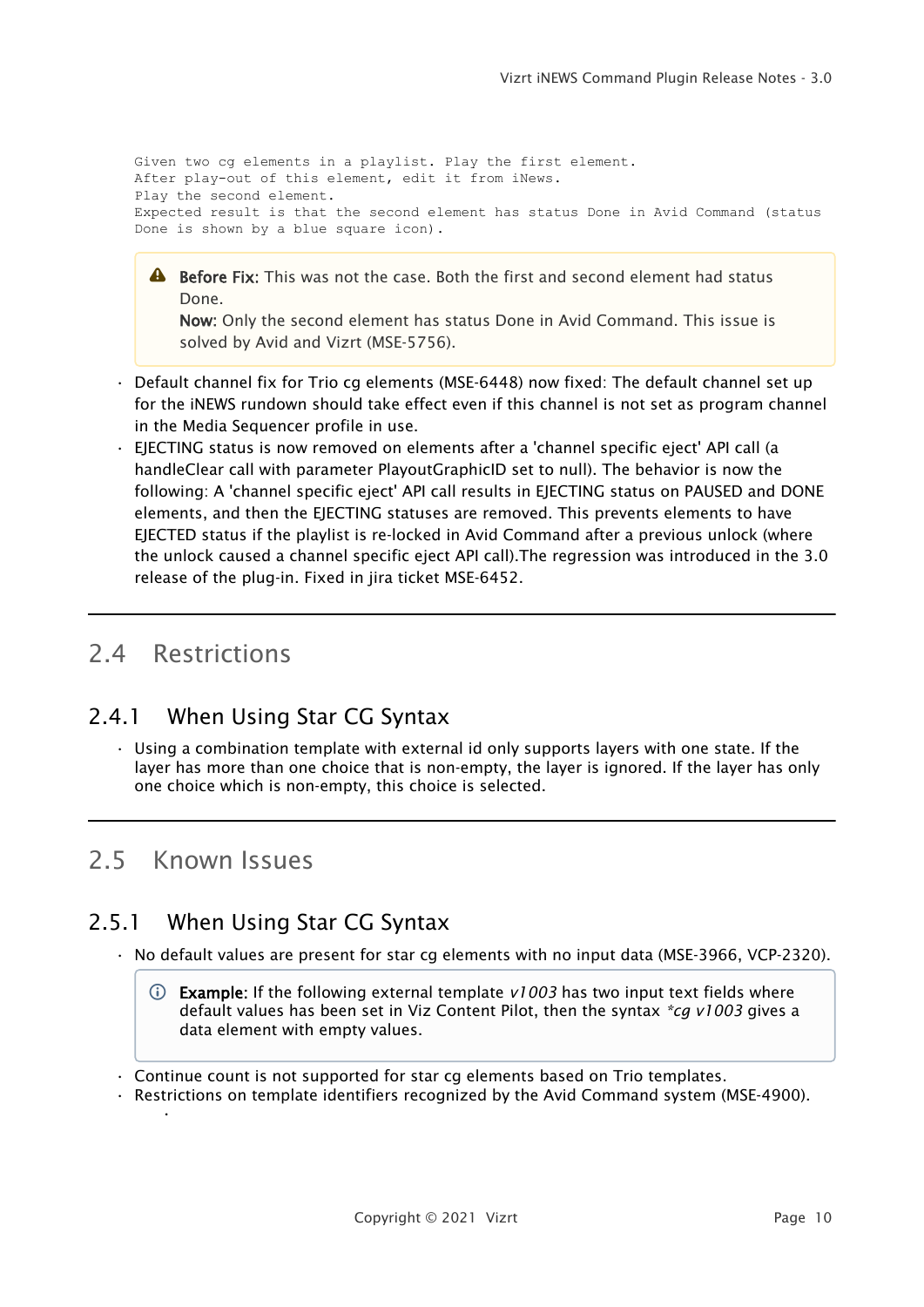```
Given two cg elements in a playlist. Play the first element.
After play-out of this element, edit it from iNews.
Play the second element.
Expected result is that the second element has status Done in Avid Command (status
Done is shown by a blue square icon).
```

> **Before Fix:** This was not the case. Both the first and second element had status Done.
> **Now:** Only the second element has status Done in Avid Command. This issue is solved by Avid and Vizrt (MSE-5756).

- Default channel fix for Trio cg elements (MSE-6448) now fixed: The default channel set up for the iNEWS rundown should take effect even if this channel is not set as program channel in the Media Sequencer profile in use.
- EJECTING status is now removed on elements after a 'channel specific eject' API call (a handleClear call with parameter PlayoutGraphicID set to null). The behavior is now the following: A 'channel specific eject' API call results in EJECTING status on PAUSED and DONE elements, and then the EJECTING statuses are removed. This prevents elements to have EJECTED status if the playlist is re-locked in Avid Command after a previous unlock (where the unlock caused a channel specific eject API call).The regression was introduced in the 3.0 release of the plug-in. Fixed in jira ticket MSE-6452.

## 2.4 Restrictions

### 2.4.1 When Using Star CG Syntax

- Using a combination template with external id only supports layers with one state. If the layer has more than one choice that is non-empty, the layer is ignored. If the layer has only one choice which is non-empty, this choice is selected.

## 2.5 Known Issues

### 2.5.1 When Using Star CG Syntax

- No default values are present for star cg elements with no input data (MSE-3966, VCP-2320).

> **Example:** If the following external template *v1003* has two input text fields where default values has been set in Viz Content Pilot, then the syntax *\*cg v1003* gives a data element with empty values.

- Continue count is not supported for star cg elements based on Trio templates.
- Restrictions on template identifiers recognized by the Avid Command system (MSE-4900).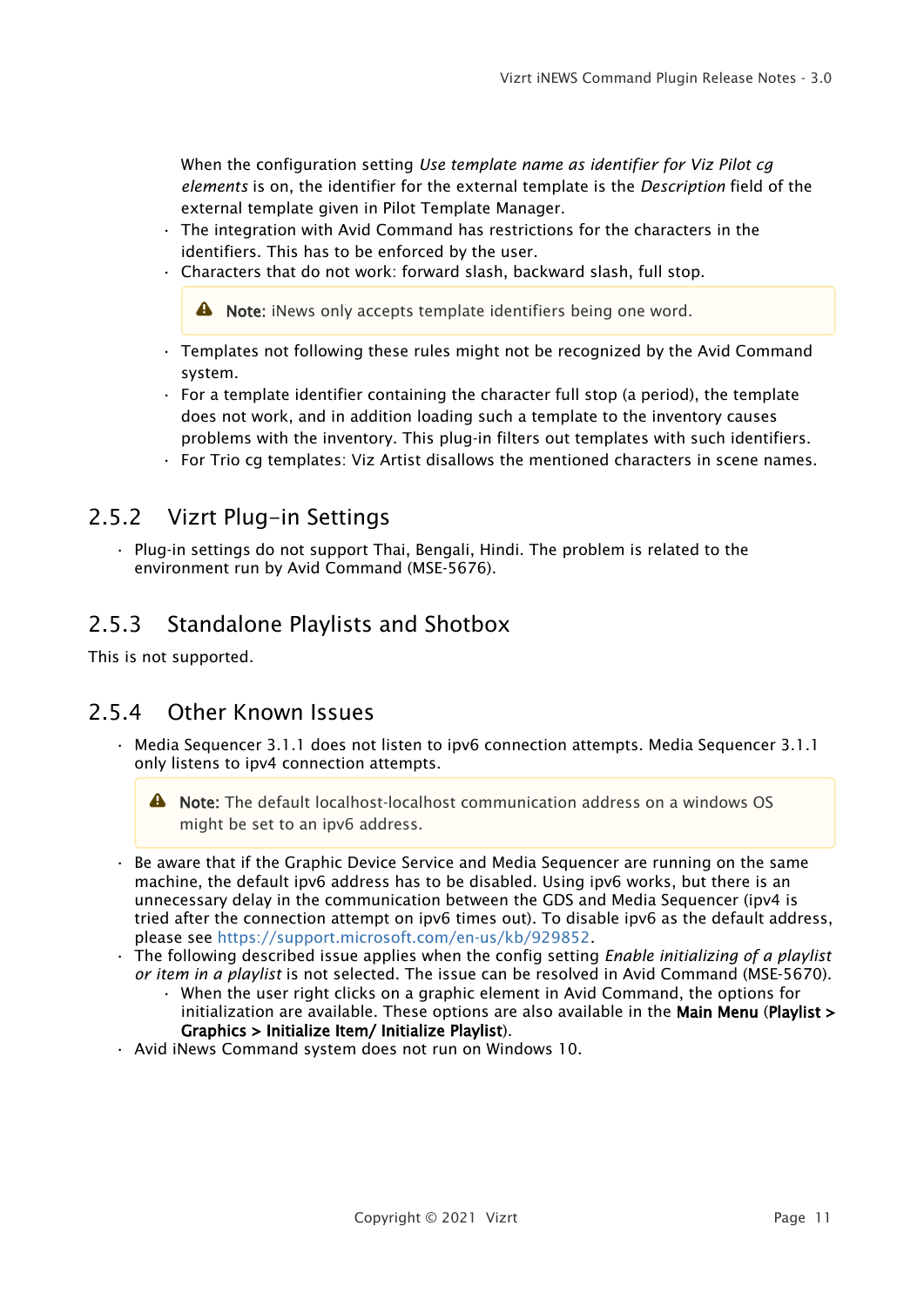When the configuration setting *Use template name as identifier for Viz Pilot cg elements* is on, the identifier for the external template is the *Description* field of the external template given in Pilot Template Manager.

- The integration with Avid Command has restrictions for the characters in the identifiers. This has to be enforced by the user.
- Characters that do not work: forward slash, backward slash, full stop.

> **Note**: iNews only accepts template identifiers being one word.

- Templates not following these rules might not be recognized by the Avid Command system.
- For a template identifier containing the character full stop (a period), the template does not work, and in addition loading such a template to the inventory causes problems with the inventory. This plug-in filters out templates with such identifiers.
- For Trio cg templates: Viz Artist disallows the mentioned characters in scene names.

### 2.5.2 Vizrt Plug-in Settings

- Plug-in settings do not support Thai, Bengali, Hindi. The problem is related to the environment run by Avid Command (MSE-5676).

### 2.5.3 Standalone Playlists and Shotbox

This is not supported.

### 2.5.4 Other Known Issues

- Media Sequencer 3.1.1 does not listen to ipv6 connection attempts. Media Sequencer 3.1.1 only listens to ipv4 connection attempts.

> **Note:** The default localhost-localhost communication address on a windows OS might be set to an ipv6 address.

- Be aware that if the Graphic Device Service and Media Sequencer are running on the same machine, the default ipv6 address has to be disabled. Using ipv6 works, but there is an unnecessary delay in the communication between the GDS and Media Sequencer (ipv4 is tried after the connection attempt on ipv6 times out). To disable ipv6 as the default address, please see https://support.microsoft.com/en-us/kb/929852.
- The following described issue applies when the config setting *Enable initializing of a playlist or item in a playlist* is not selected. The issue can be resolved in Avid Command (MSE-5670).
  - When the user right clicks on a graphic element in Avid Command, the options for initialization are available. These options are also available in the **Main Menu** (**Playlist > Graphics > Initialize Item/ Initialize Playlist**).
- Avid iNews Command system does not run on Windows 10.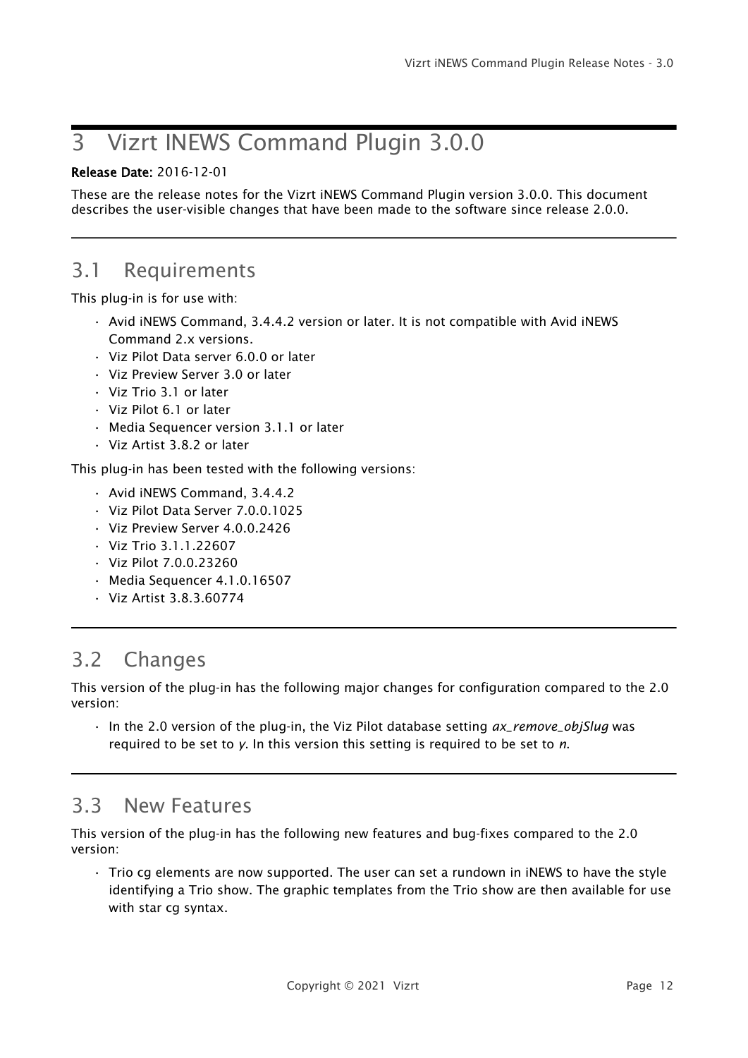# 3 Vizrt INEWS Command Plugin 3.0.0

**Release Date:** 2016-12-01

These are the release notes for the Vizrt iNEWS Command Plugin version 3.0.0. This document describes the user-visible changes that have been made to the software since release 2.0.0.

## 3.1 Requirements

This plug-in is for use with:

- Avid iNEWS Command, 3.4.4.2 version or later. It is not compatible with Avid iNEWS Command 2.x versions.
- Viz Pilot Data server 6.0.0 or later
- Viz Preview Server 3.0 or later
- Viz Trio 3.1 or later
- Viz Pilot 6.1 or later
- Media Sequencer version 3.1.1 or later
- Viz Artist 3.8.2 or later

This plug-in has been tested with the following versions:

- Avid iNEWS Command, 3.4.4.2
- Viz Pilot Data Server 7.0.0.1025
- Viz Preview Server 4.0.0.2426
- Viz Trio 3.1.1.22607
- Viz Pilot 7.0.0.23260
- Media Sequencer 4.1.0.16507
- Viz Artist 3.8.3.60774

## 3.2 Changes

This version of the plug-in has the following major changes for configuration compared to the 2.0 version:

- In the 2.0 version of the plug-in, the Viz Pilot database setting *ax_remove_objSlug* was required to be set to *y*. In this version this setting is required to be set to *n*.

## 3.3 New Features

This version of the plug-in has the following new features and bug-fixes compared to the 2.0 version:

- Trio cg elements are now supported. The user can set a rundown in iNEWS to have the style identifying a Trio show. The graphic templates from the Trio show are then available for use with star cg syntax.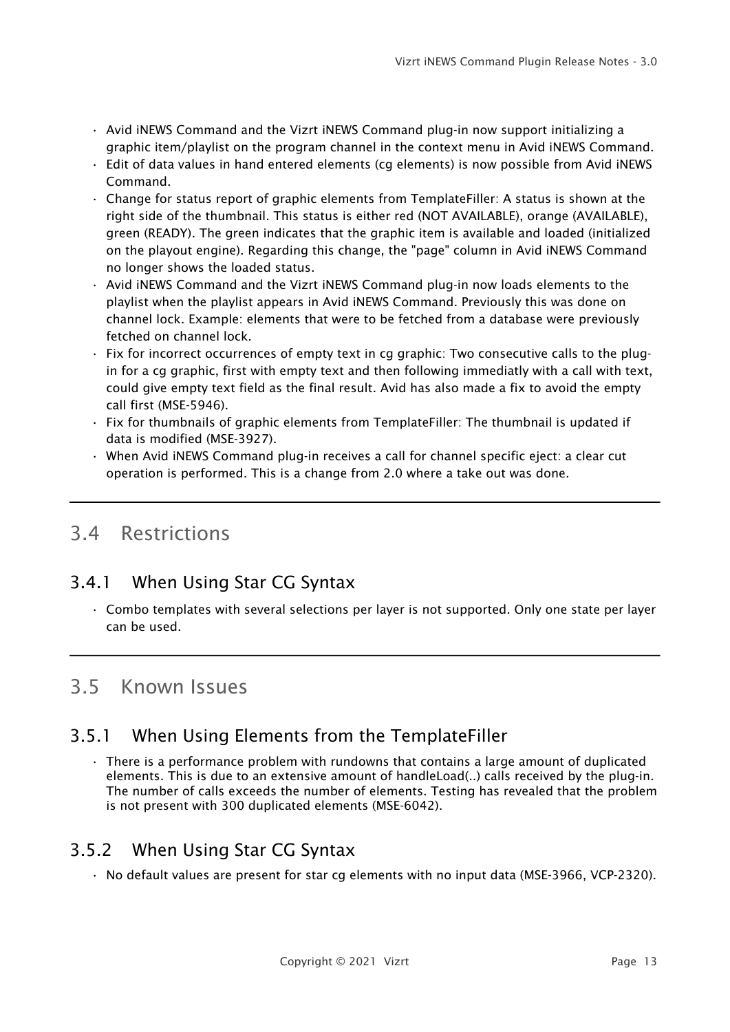- Avid iNEWS Command and the Vizrt iNEWS Command plug-in now support initializing a graphic item/playlist on the program channel in the context menu in Avid iNEWS Command.
- Edit of data values in hand entered elements (cg elements) is now possible from Avid iNEWS Command.
- Change for status report of graphic elements from TemplateFiller: A status is shown at the right side of the thumbnail. This status is either red (NOT AVAILABLE), orange (AVAILABLE), green (READY). The green indicates that the graphic item is available and loaded (initialized on the playout engine). Regarding this change, the "page" column in Avid iNEWS Command no longer shows the loaded status.
- Avid iNEWS Command and the Vizrt iNEWS Command plug-in now loads elements to the playlist when the playlist appears in Avid iNEWS Command. Previously this was done on channel lock. Example: elements that were to be fetched from a database were previously fetched on channel lock.
- Fix for incorrect occurrences of empty text in cg graphic: Two consecutive calls to the plug-in for a cg graphic, first with empty text and then following immediatly with a call with text, could give empty text field as the final result. Avid has also made a fix to avoid the empty call first (MSE-5946).
- Fix for thumbnails of graphic elements from TemplateFiller: The thumbnail is updated if data is modified (MSE-3927).
- When Avid iNEWS Command plug-in receives a call for channel specific eject: a clear cut operation is performed. This is a change from 2.0 where a take out was done.

## 3.4 Restrictions

### 3.4.1 When Using Star CG Syntax

- Combo templates with several selections per layer is not supported. Only one state per layer can be used.

## 3.5 Known Issues

### 3.5.1 When Using Elements from the TemplateFiller

- There is a performance problem with rundowns that contains a large amount of duplicated elements. This is due to an extensive amount of handleLoad(..) calls received by the plug-in. The number of calls exceeds the number of elements. Testing has revealed that the problem is not present with 300 duplicated elements (MSE-6042).

### 3.5.2 When Using Star CG Syntax

- No default values are present for star cg elements with no input data (MSE-3966, VCP-2320).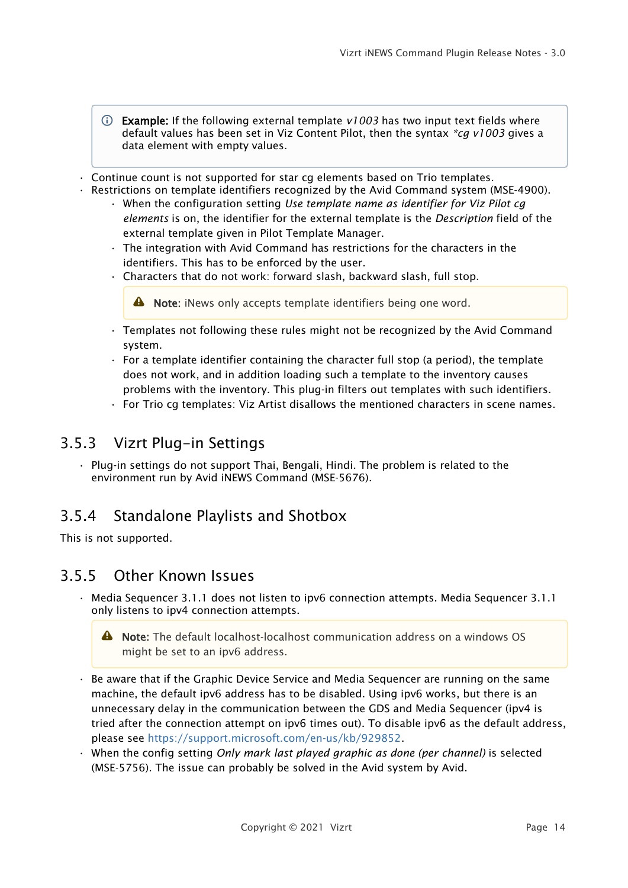> **Example:** If the following external template *v1003* has two input text fields where default values has been set in Viz Content Pilot, then the syntax **cg v1003* gives a data element with empty values.

- Continue count is not supported for star cg elements based on Trio templates.
- Restrictions on template identifiers recognized by the Avid Command system (MSE-4900).
  - When the configuration setting *Use template name as identifier for Viz Pilot cg elements* is on, the identifier for the external template is the *Description* field of the external template given in Pilot Template Manager.
  - The integration with Avid Command has restrictions for the characters in the identifiers. This has to be enforced by the user.
  - Characters that do not work: forward slash, backward slash, full stop.

    > **Note:** iNews only accepts template identifiers being one word.

  - Templates not following these rules might not be recognized by the Avid Command system.
  - For a template identifier containing the character full stop (a period), the template does not work, and in addition loading such a template to the inventory causes problems with the inventory. This plug-in filters out templates with such identifiers.
  - For Trio cg templates: Viz Artist disallows the mentioned characters in scene names.

### 3.5.3 Vizrt Plug-in Settings

- Plug-in settings do not support Thai, Bengali, Hindi. The problem is related to the environment run by Avid iNEWS Command (MSE-5676).

### 3.5.4 Standalone Playlists and Shotbox

This is not supported.

### 3.5.5 Other Known Issues

- Media Sequencer 3.1.1 does not listen to ipv6 connection attempts. Media Sequencer 3.1.1 only listens to ipv4 connection attempts.

  > **Note:** The default localhost-localhost communication address on a windows OS might be set to an ipv6 address.

- Be aware that if the Graphic Device Service and Media Sequencer are running on the same machine, the default ipv6 address has to be disabled. Using ipv6 works, but there is an unnecessary delay in the communication between the GDS and Media Sequencer (ipv4 is tried after the connection attempt on ipv6 times out). To disable ipv6 as the default address, please see https://support.microsoft.com/en-us/kb/929852.
- When the config setting *Only mark last played graphic as done (per channel)* is selected (MSE-5756). The issue can probably be solved in the Avid system by Avid.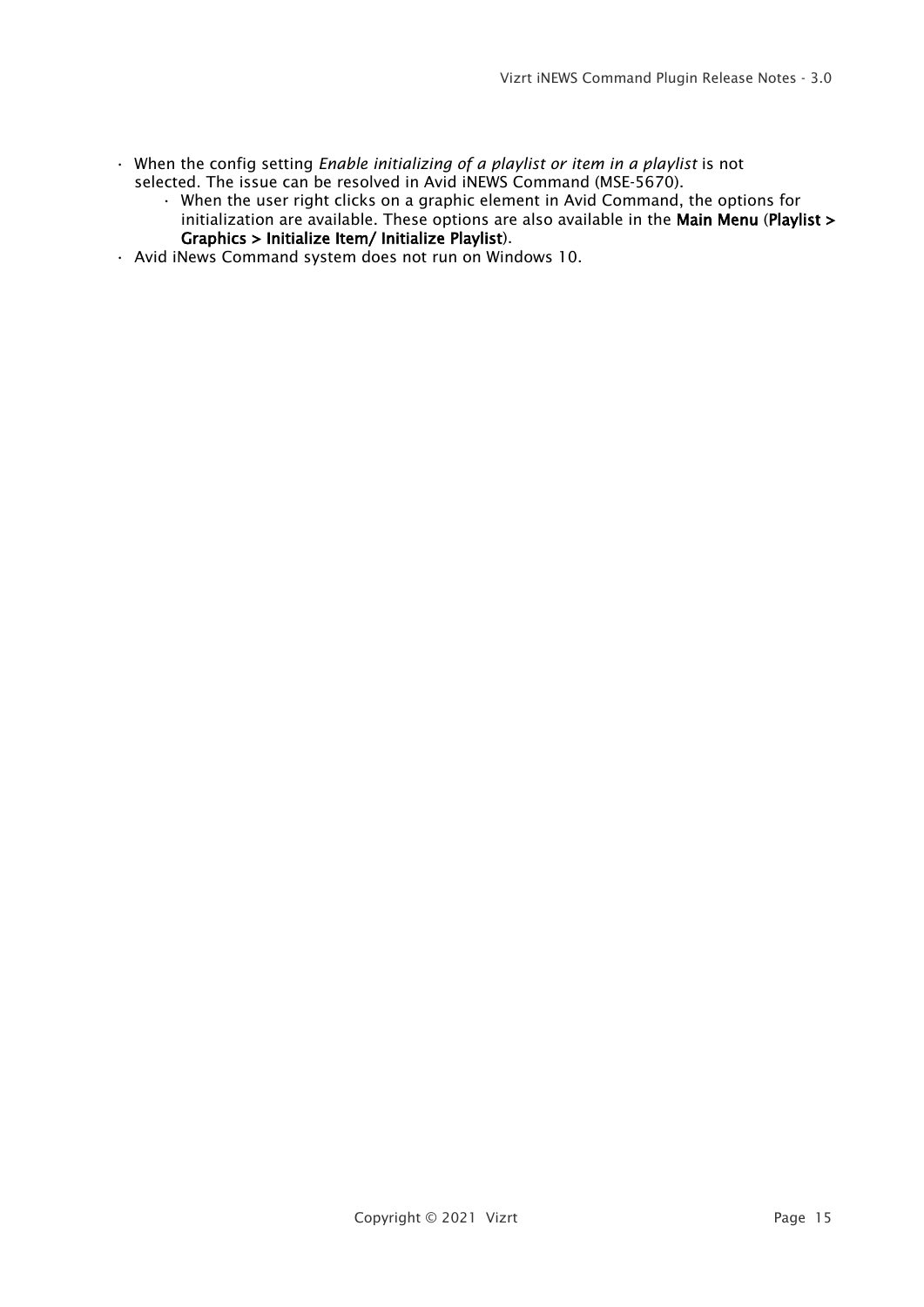- When the config setting *Enable initializing of a playlist or item in a playlist* is not selected. The issue can be resolved in Avid iNEWS Command (MSE-5670).
    - When the user right clicks on a graphic element in Avid Command, the options for initialization are available. These options are also available in the **Main Menu** (**Playlist > Graphics > Initialize Item/ Initialize Playlist**).
- Avid iNews Command system does not run on Windows 10.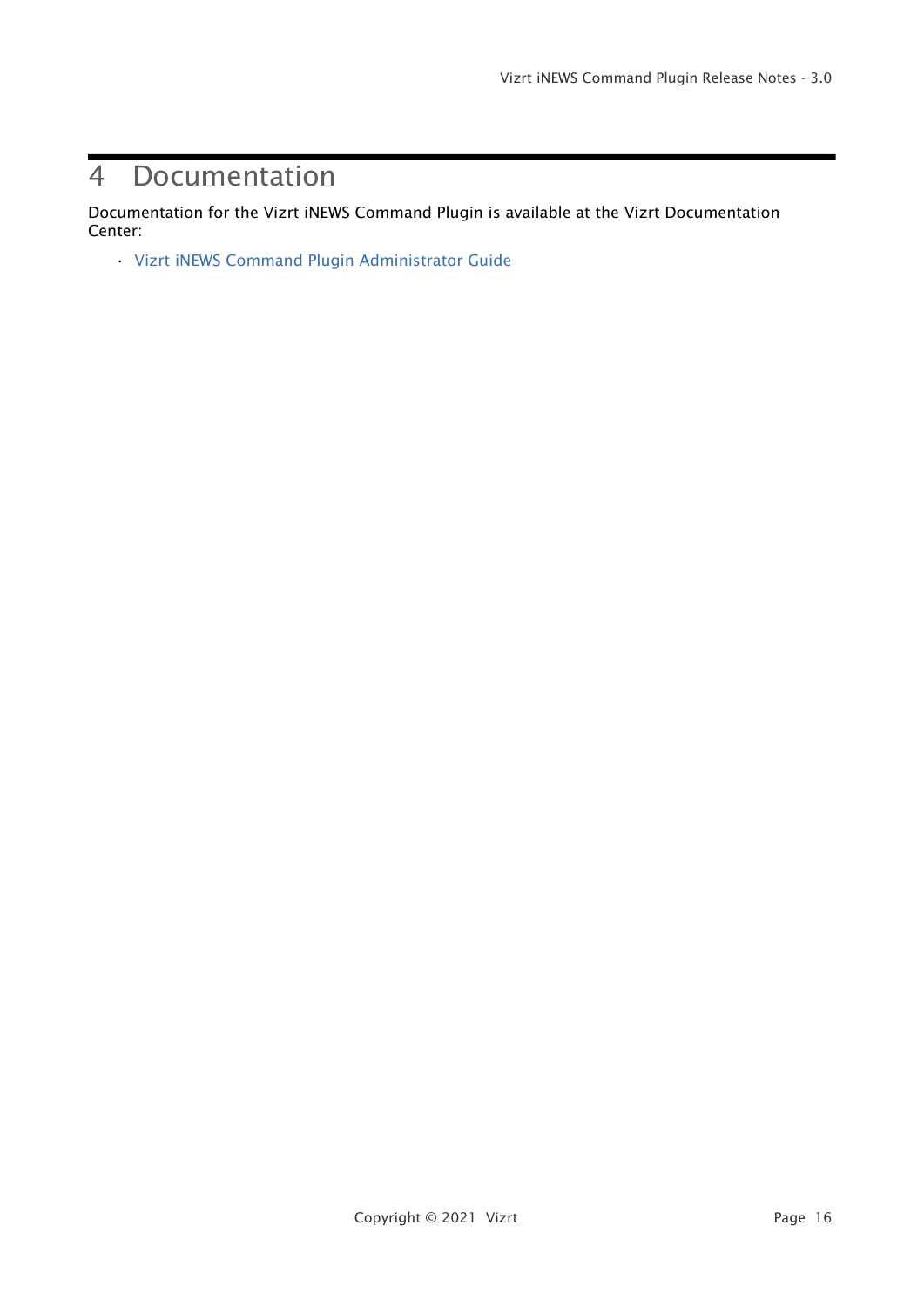# 4 Documentation

Documentation for the Vizrt iNEWS Command Plugin is available at the Vizrt Documentation Center:

- Vizrt iNEWS Command Plugin Administrator Guide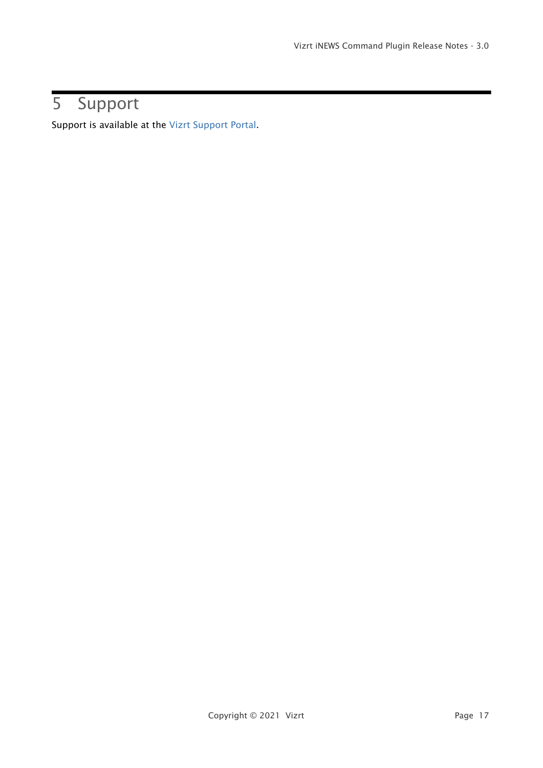# 5 Support

Support is available at the Vizrt Support Portal.